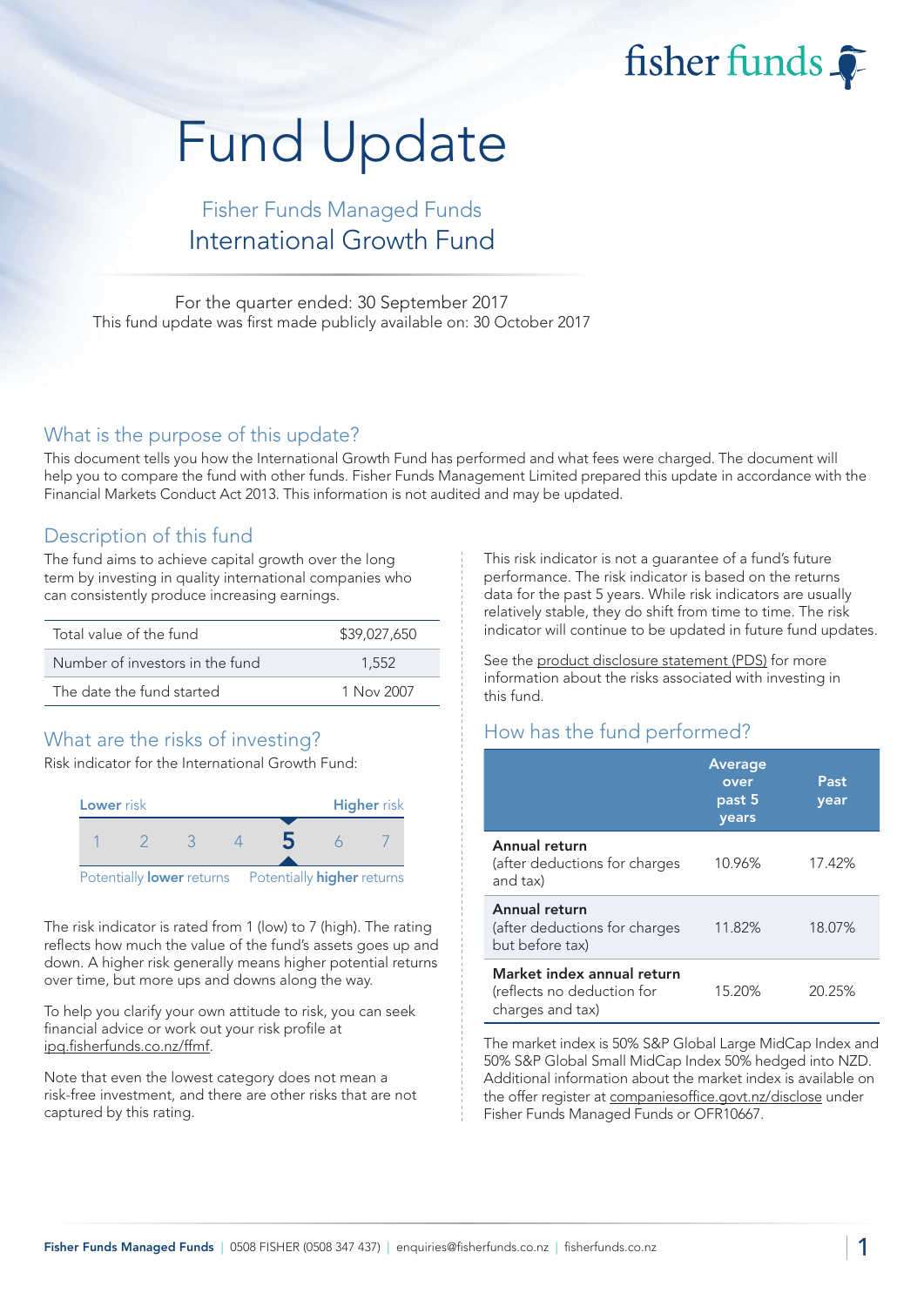fisher funds

# Fund Update

## Fisher Funds Managed Funds
## International Growth Fund

For the quarter ended: 30 September 2017
This fund update was first made publicly available on: 30 October 2017

## What is the purpose of this update?

This document tells you how the International Growth Fund has performed and what fees were charged. The document will help you to compare the fund with other funds. Fisher Funds Management Limited prepared this update in accordance with the Financial Markets Conduct Act 2013. This information is not audited and may be updated.

## Description of this fund

The fund aims to achieve capital growth over the long term by investing in quality international companies who can consistently produce increasing earnings.

| | |
|---|---|
| Total value of the fund | $39,027,650 |
| Number of investors in the fund | 1,552 |
| The date the fund started | 1 Nov 2007 |

## What are the risks of investing?

Risk indicator for the International Growth Fund:

| Lower risk | | | | | | Higher risk |
|---|---|---|---|---|---|---|
| 1 | 2 | 3 | 4 | **5** | 6 | 7 |

Potentially **lower** returns — Potentially **higher** returns

The risk indicator is rated from 1 (low) to 7 (high). The rating reflects how much the value of the fund's assets goes up and down. A higher risk generally means higher potential returns over time, but more ups and downs along the way.

To help you clarify your own attitude to risk, you can seek financial advice or work out your risk profile at ipq.fisherfunds.co.nz/ffmf.

Note that even the lowest category does not mean a risk-free investment, and there are other risks that are not captured by this rating.

This risk indicator is not a guarantee of a fund's future performance. The risk indicator is based on the returns data for the past 5 years. While risk indicators are usually relatively stable, they do shift from time to time. The risk indicator will continue to be updated in future fund updates.

See the product disclosure statement (PDS) for more information about the risks associated with investing in this fund.

## How has the fund performed?

| | Average over past 5 years | Past year |
|---|---|---|
| **Annual return** (after deductions for charges and tax) | 10.96% | 17.42% |
| **Annual return** (after deductions for charges but before tax) | 11.82% | 18.07% |
| **Market index annual return** (reflects no deduction for charges and tax) | 15.20% | 20.25% |

The market index is 50% S&P Global Large MidCap Index and 50% S&P Global Small MidCap Index 50% hedged into NZD. Additional information about the market index is available on the offer register at companiesoffice.govt.nz/disclose under Fisher Funds Managed Funds or OFR10667.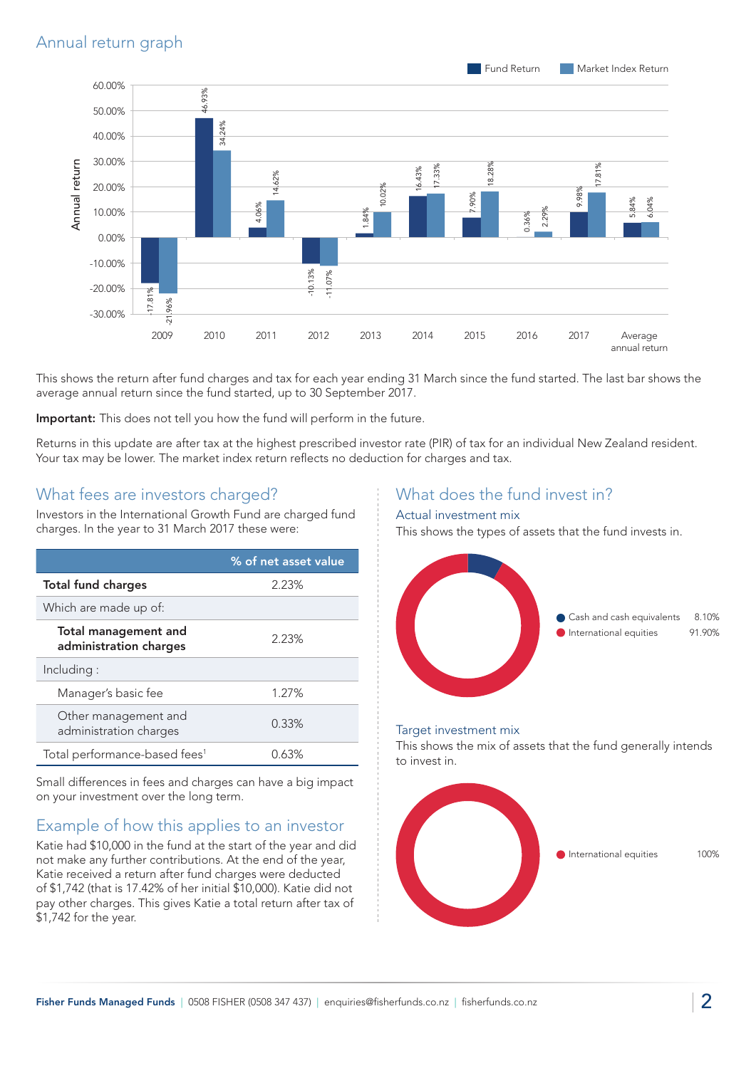## Annual return graph

| Year | Fund Return | Market Index Return |
|---|---|---|
| 2009 | -17.81% | -21.96% |
| 2010 | 46.93% | 34.24% |
| 2011 | 4.06% | 14.62% |
| 2012 | -10.13% | -11.07% |
| 2013 | 1.84% | 10.02% |
| 2014 | 16.43% | 17.33% |
| 2015 | 7.90% | 18.28% |
| 2016 | 0.36% | 2.29% |
| 2017 | 9.98% | 17.81% |
| Average annual return | 5.84% | 6.04% |

This shows the return after fund charges and tax for each year ending 31 March since the fund started. The last bar shows the average annual return since the fund started, up to 30 September 2017.

**Important:** This does not tell you how the fund will perform in the future.

Returns in this update are after tax at the highest prescribed investor rate (PIR) of tax for an individual New Zealand resident. Your tax may be lower. The market index return reflects no deduction for charges and tax.

## What fees are investors charged?

Investors in the International Growth Fund are charged fund charges. In the year to 31 March 2017 these were:

| | % of net asset value |
|---|---|
| **Total fund charges** | 2.23% |
| Which are made up of: | |
| **Total management and administration charges** | 2.23% |
| Including : | |
| Manager's basic fee | 1.27% |
| Other management and administration charges | 0.33% |
| Total performance-based fees[1] | 0.63% |

Small differences in fees and charges can have a big impact on your investment over the long term.

## Example of how this applies to an investor

Katie had $10,000 in the fund at the start of the year and did not make any further contributions. At the end of the year, Katie received a return after fund charges were deducted of $1,742 (that is 17.42% of her initial $10,000). Katie did not pay other charges. This gives Katie a total return after tax of $1,742 for the year.

## What does the fund invest in?

### Actual investment mix

This shows the types of assets that the fund invests in.

| Asset | % |
|---|---|
| Cash and cash equivalents | 8.10% |
| International equities | 91.90% |

### Target investment mix

This shows the mix of assets that the fund generally intends to invest in.

| Asset | % |
|---|---|
| International equities | 100% |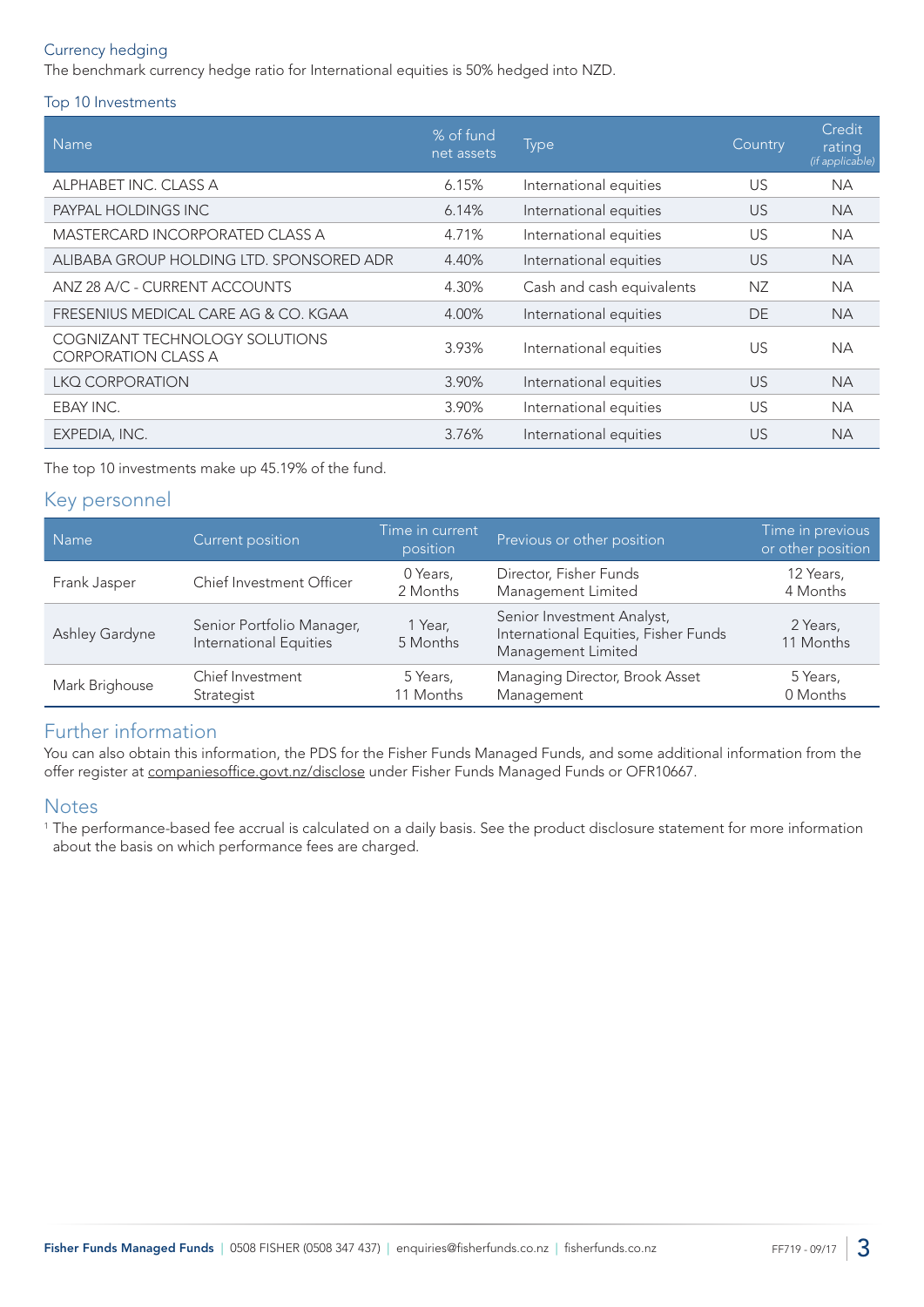### Currency hedging

The benchmark currency hedge ratio for International equities is 50% hedged into NZD.

### Top 10 Investments

| Name | % of fund net assets | Type | Country | Credit rating *(if applicable)* |
|---|---|---|---|---|
| ALPHABET INC. CLASS A | 6.15% | International equities | US | NA |
| PAYPAL HOLDINGS INC | 6.14% | International equities | US | NA |
| MASTERCARD INCORPORATED CLASS A | 4.71% | International equities | US | NA |
| ALIBABA GROUP HOLDING LTD. SPONSORED ADR | 4.40% | International equities | US | NA |
| ANZ 28 A/C - CURRENT ACCOUNTS | 4.30% | Cash and cash equivalents | NZ | NA |
| FRESENIUS MEDICAL CARE AG & CO. KGAA | 4.00% | International equities | DE | NA |
| COGNIZANT TECHNOLOGY SOLUTIONS CORPORATION CLASS A | 3.93% | International equities | US | NA |
| LKQ CORPORATION | 3.90% | International equities | US | NA |
| EBAY INC. | 3.90% | International equities | US | NA |
| EXPEDIA, INC. | 3.76% | International equities | US | NA |

The top 10 investments make up 45.19% of the fund.

## Key personnel

| Name | Current position | Time in current position | Previous or other position | Time in previous or other position |
|---|---|---|---|---|
| Frank Jasper | Chief Investment Officer | 0 Years, 2 Months | Director, Fisher Funds Management Limited | 12 Years, 4 Months |
| Ashley Gardyne | Senior Portfolio Manager, International Equities | 1 Year, 5 Months | Senior Investment Analyst, International Equities, Fisher Funds Management Limited | 2 Years, 11 Months |
| Mark Brighouse | Chief Investment Strategist | 5 Years, 11 Months | Managing Director, Brook Asset Management | 5 Years, 0 Months |

## Further information

You can also obtain this information, the PDS for the Fisher Funds Managed Funds, and some additional information from the offer register at companiesoffice.govt.nz/disclose under Fisher Funds Managed Funds or OFR10667.

## Notes

[1] The performance-based fee accrual is calculated on a daily basis. See the product disclosure statement for more information about the basis on which performance fees are charged.